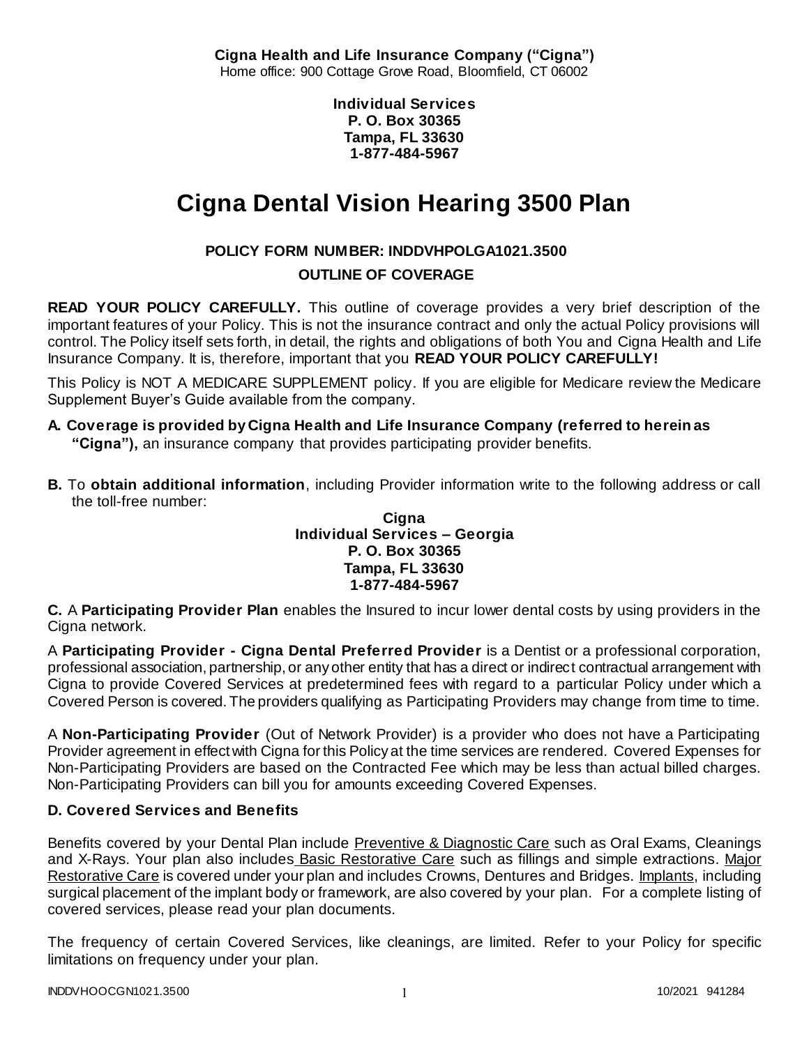**Cigna Health and Life Insurance Company ("Cigna")**
Home office: 900 Cottage Grove Road, Bloomfield, CT 06002

**Individual Services**
**P. O. Box 30365**
**Tampa, FL 33630**
**1-877-484-5967**

# Cigna Dental Vision Hearing 3500 Plan

**POLICY FORM NUMBER: INDDVHPOLGA1021.3500**

**OUTLINE OF COVERAGE**

**READ YOUR POLICY CAREFULLY.** This outline of coverage provides a very brief description of the important features of your Policy. This is not the insurance contract and only the actual Policy provisions will control. The Policy itself sets forth, in detail, the rights and obligations of both You and Cigna Health and Life Insurance Company. It is, therefore, important that you **READ YOUR POLICY CAREFULLY!**

This Policy is NOT A MEDICARE SUPPLEMENT policy. If you are eligible for Medicare review the Medicare Supplement Buyer's Guide available from the company.

**A. Coverage is provided by Cigna Health and Life Insurance Company (referred to herein as "Cigna"),** an insurance company that provides participating provider benefits.

**B.** To **obtain additional information**, including Provider information write to the following address or call the toll-free number:

**Cigna**
**Individual Services – Georgia**
**P. O. Box 30365**
**Tampa, FL 33630**
**1-877-484-5967**

**C.** A **Participating Provider Plan** enables the Insured to incur lower dental costs by using providers in the Cigna network.

A **Participating Provider - Cigna Dental Preferred Provider** is a Dentist or a professional corporation, professional association, partnership, or any other entity that has a direct or indirect contractual arrangement with Cigna to provide Covered Services at predetermined fees with regard to a particular Policy under which a Covered Person is covered. The providers qualifying as Participating Providers may change from time to time.

A **Non-Participating Provider** (Out of Network Provider) is a provider who does not have a Participating Provider agreement in effect with Cigna for this Policy at the time services are rendered. Covered Expenses for Non-Participating Providers are based on the Contracted Fee which may be less than actual billed charges. Non-Participating Providers can bill you for amounts exceeding Covered Expenses.

### D. Covered Services and Benefits

Benefits covered by your Dental Plan include Preventive & Diagnostic Care such as Oral Exams, Cleanings and X-Rays. Your plan also includes Basic Restorative Care such as fillings and simple extractions. Major Restorative Care is covered under your plan and includes Crowns, Dentures and Bridges. Implants, including surgical placement of the implant body or framework, are also covered by your plan. For a complete listing of covered services, please read your plan documents.

The frequency of certain Covered Services, like cleanings, are limited. Refer to your Policy for specific limitations on frequency under your plan.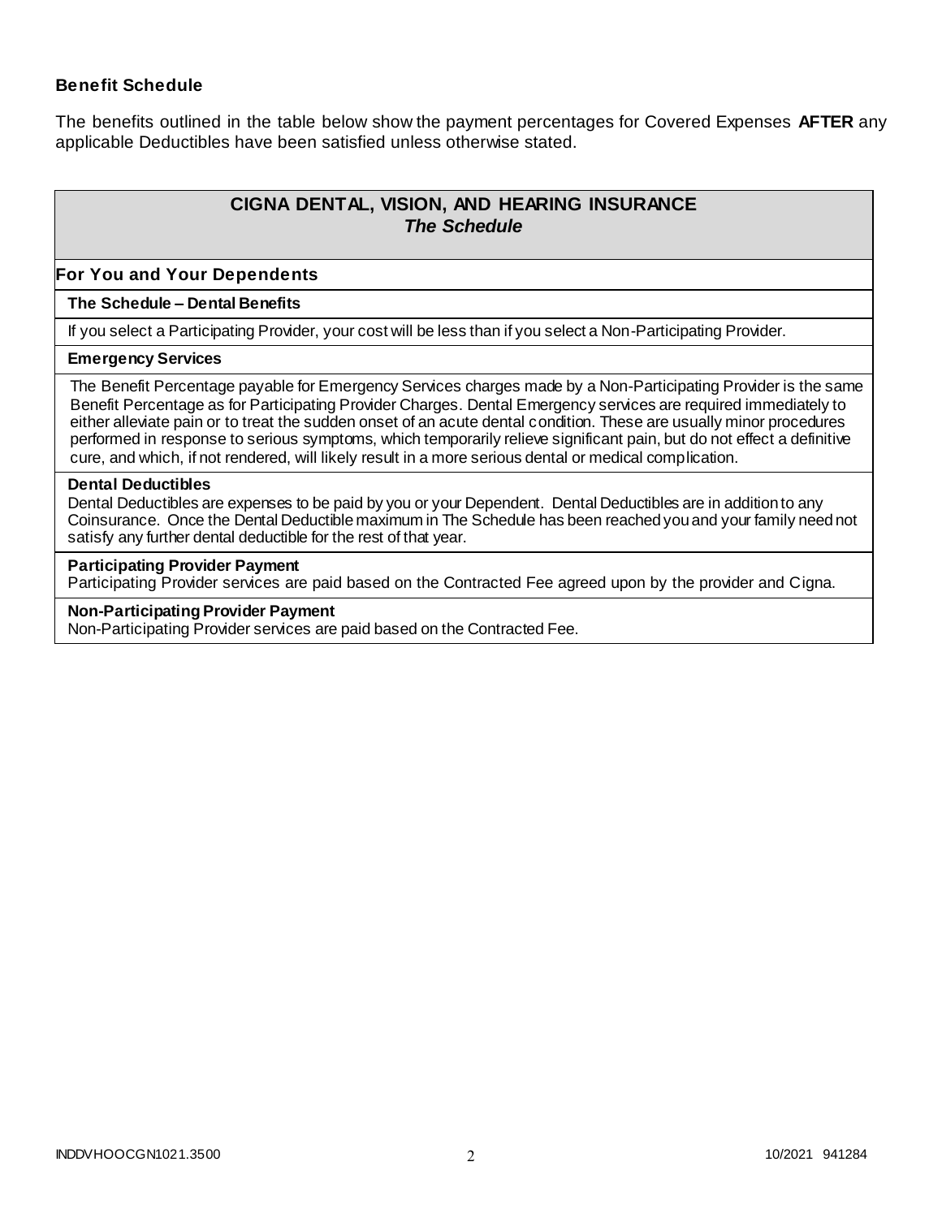### Benefit Schedule

The benefits outlined in the table below show the payment percentages for Covered Expenses **AFTER** any applicable Deductibles have been satisfied unless otherwise stated.

| **CIGNA DENTAL, VISION, AND HEARING INSURANCE** *The Schedule* |
|---|
| **For You and Your Dependents** |
| **The Schedule – Dental Benefits** |
| If you select a Participating Provider, your cost will be less than if you select a Non-Participating Provider. |
| **Emergency Services** |
| The Benefit Percentage payable for Emergency Services charges made by a Non-Participating Provider is the same Benefit Percentage as for Participating Provider Charges. Dental Emergency services are required immediately to either alleviate pain or to treat the sudden onset of an acute dental condition. These are usually minor procedures performed in response to serious symptoms, which temporarily relieve significant pain, but do not effect a definitive cure, and which, if not rendered, will likely result in a more serious dental or medical complication. |
| **Dental Deductibles**<br>Dental Deductibles are expenses to be paid by you or your Dependent. Dental Deductibles are in addition to any Coinsurance. Once the Dental Deductible maximum in The Schedule has been reached you and your family need not satisfy any further dental deductible for the rest of that year. |
| **Participating Provider Payment**<br>Participating Provider services are paid based on the Contracted Fee agreed upon by the provider and Cigna. |
| **Non-Participating Provider Payment**<br>Non-Participating Provider services are paid based on the Contracted Fee. |

INDDVHOOCGN1021.3500 10/2021 941284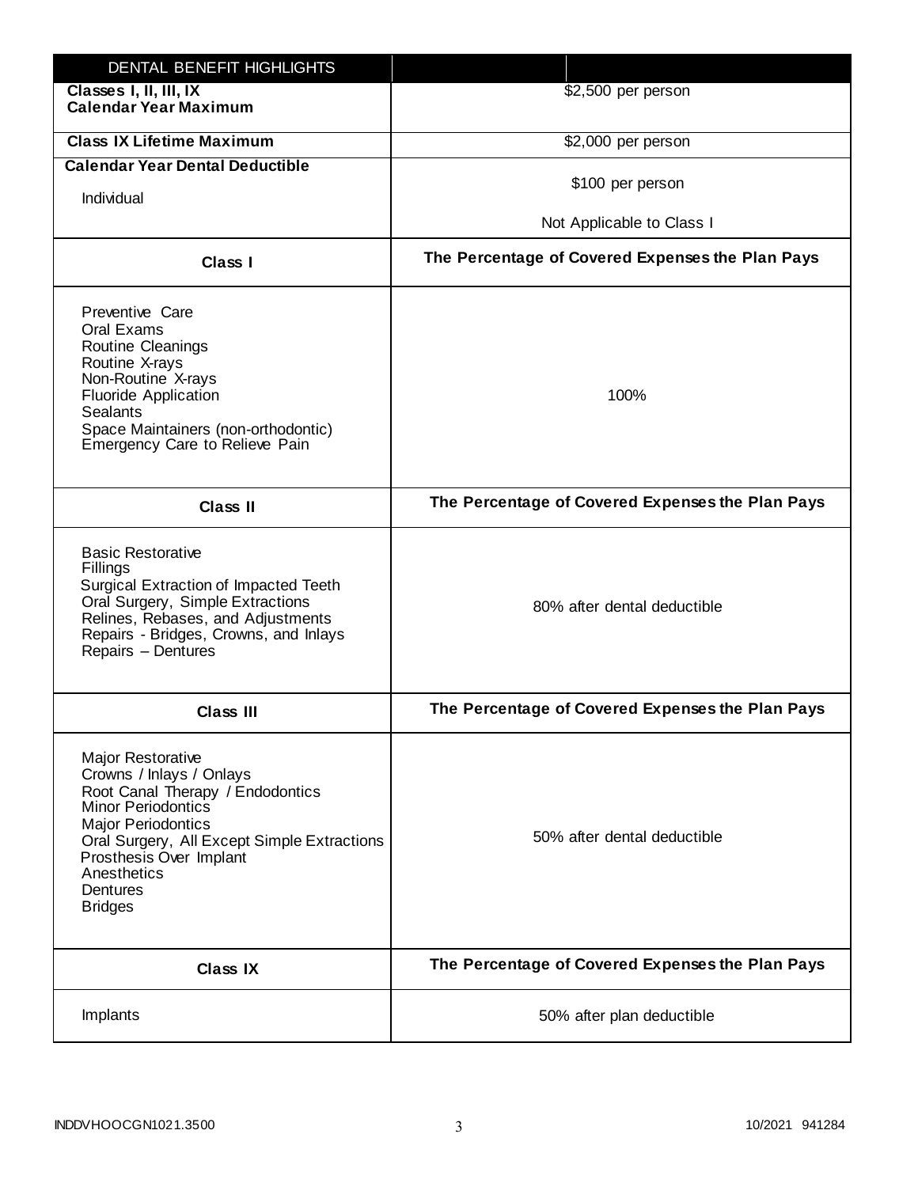| DENTAL BENEFIT HIGHLIGHTS | |
|---|---|
| **Classes I, II, III, IX Calendar Year Maximum** | $2,500 per person |
| **Class IX Lifetime Maximum** | $2,000 per person |
| **Calendar Year Dental Deductible**<br>Individual | $100 per person<br>Not Applicable to Class I |
| **Class I** | **The Percentage of Covered Expenses the Plan Pays** |
| Preventive Care<br>Oral Exams<br>Routine Cleanings<br>Routine X-rays<br>Non-Routine X-rays<br>Fluoride Application<br>Sealants<br>Space Maintainers (non-orthodontic)<br>Emergency Care to Relieve Pain | 100% |
| **Class II** | **The Percentage of Covered Expenses the Plan Pays** |
| Basic Restorative<br>Fillings<br>Surgical Extraction of Impacted Teeth<br>Oral Surgery, Simple Extractions<br>Relines, Rebases, and Adjustments<br>Repairs - Bridges, Crowns, and Inlays<br>Repairs – Dentures | 80% after dental deductible |
| **Class III** | **The Percentage of Covered Expenses the Plan Pays** |
| Major Restorative<br>Crowns / Inlays / Onlays<br>Root Canal Therapy / Endodontics<br>Minor Periodontics<br>Major Periodontics<br>Oral Surgery, All Except Simple Extractions<br>Prosthesis Over Implant<br>Anesthetics<br>Dentures<br>Bridges | 50% after dental deductible |
| **Class IX** | **The Percentage of Covered Expenses the Plan Pays** |
| Implants | 50% after plan deductible |

INDDVHOOCGN1021.3500 10/2021 941284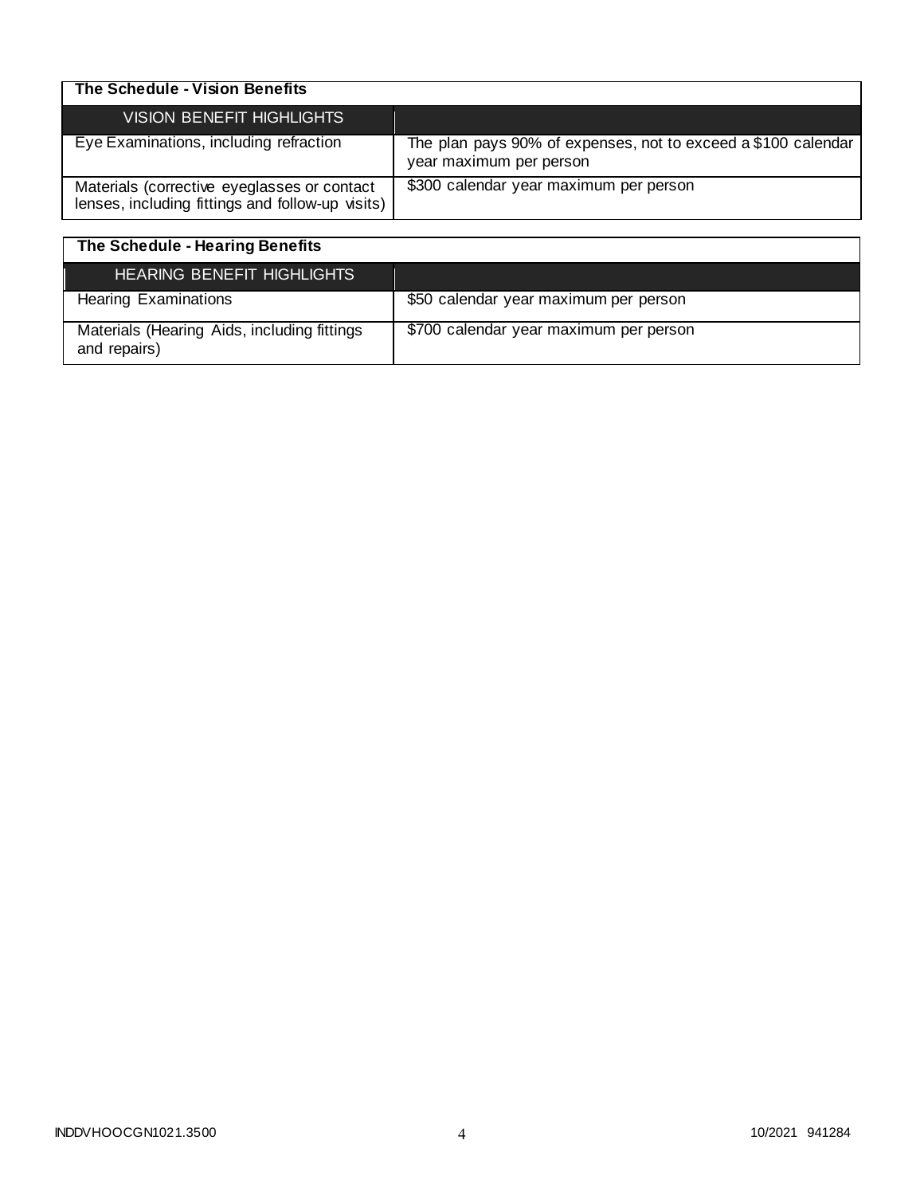## The Schedule - Vision Benefits

| VISION BENEFIT HIGHLIGHTS | |
|---|---|
| Eye Examinations, including refraction | The plan pays 90% of expenses, not to exceed a $100 calendar year maximum per person |
| Materials (corrective eyeglasses or contact lenses, including fittings and follow-up visits) | $300 calendar year maximum per person |

## The Schedule - Hearing Benefits

| HEARING BENEFIT HIGHLIGHTS | |
|---|---|
| Hearing Examinations | $50 calendar year maximum per person |
| Materials (Hearing Aids, including fittings and repairs) | $700 calendar year maximum per person |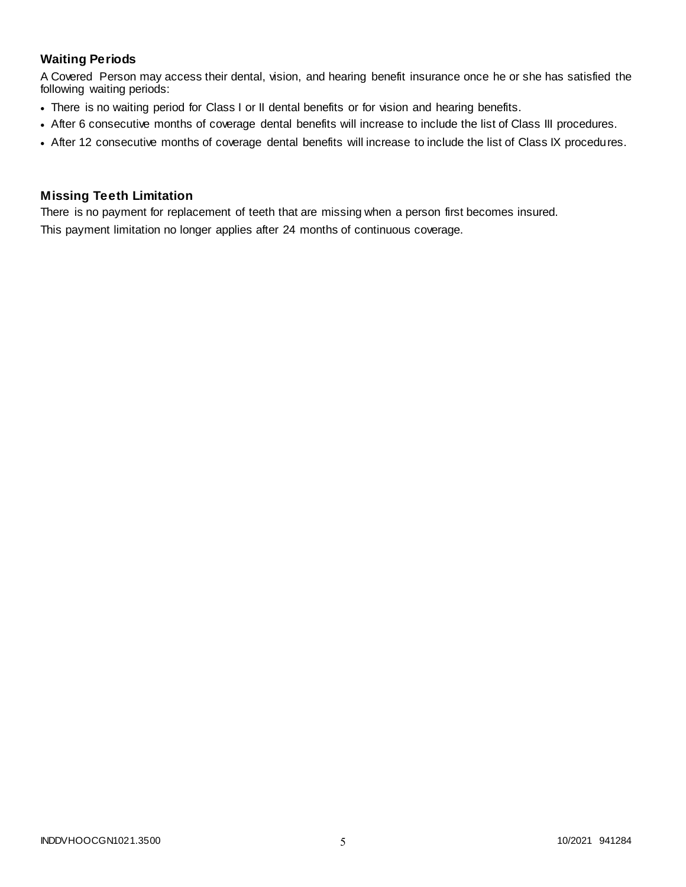## Waiting Periods

A Covered Person may access their dental, vision, and hearing benefit insurance once he or she has satisfied the following waiting periods:

- There is no waiting period for Class I or II dental benefits or for vision and hearing benefits.
- After 6 consecutive months of coverage dental benefits will increase to include the list of Class III procedures.
- After 12 consecutive months of coverage dental benefits will increase to include the list of Class IX procedures.

## Missing Teeth Limitation

There is no payment for replacement of teeth that are missing when a person first becomes insured.

This payment limitation no longer applies after 24 months of continuous coverage.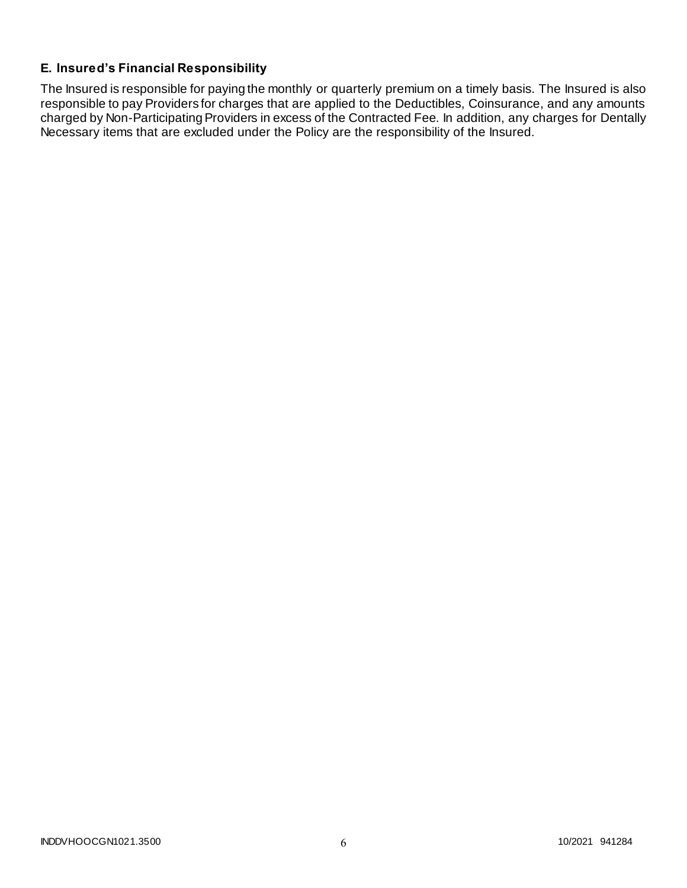### E. Insured's Financial Responsibility

The Insured is responsible for paying the monthly or quarterly premium on a timely basis. The Insured is also responsible to pay Providers for charges that are applied to the Deductibles, Coinsurance, and any amounts charged by Non-Participating Providers in excess of the Contracted Fee. In addition, any charges for Dentally Necessary items that are excluded under the Policy are the responsibility of the Insured.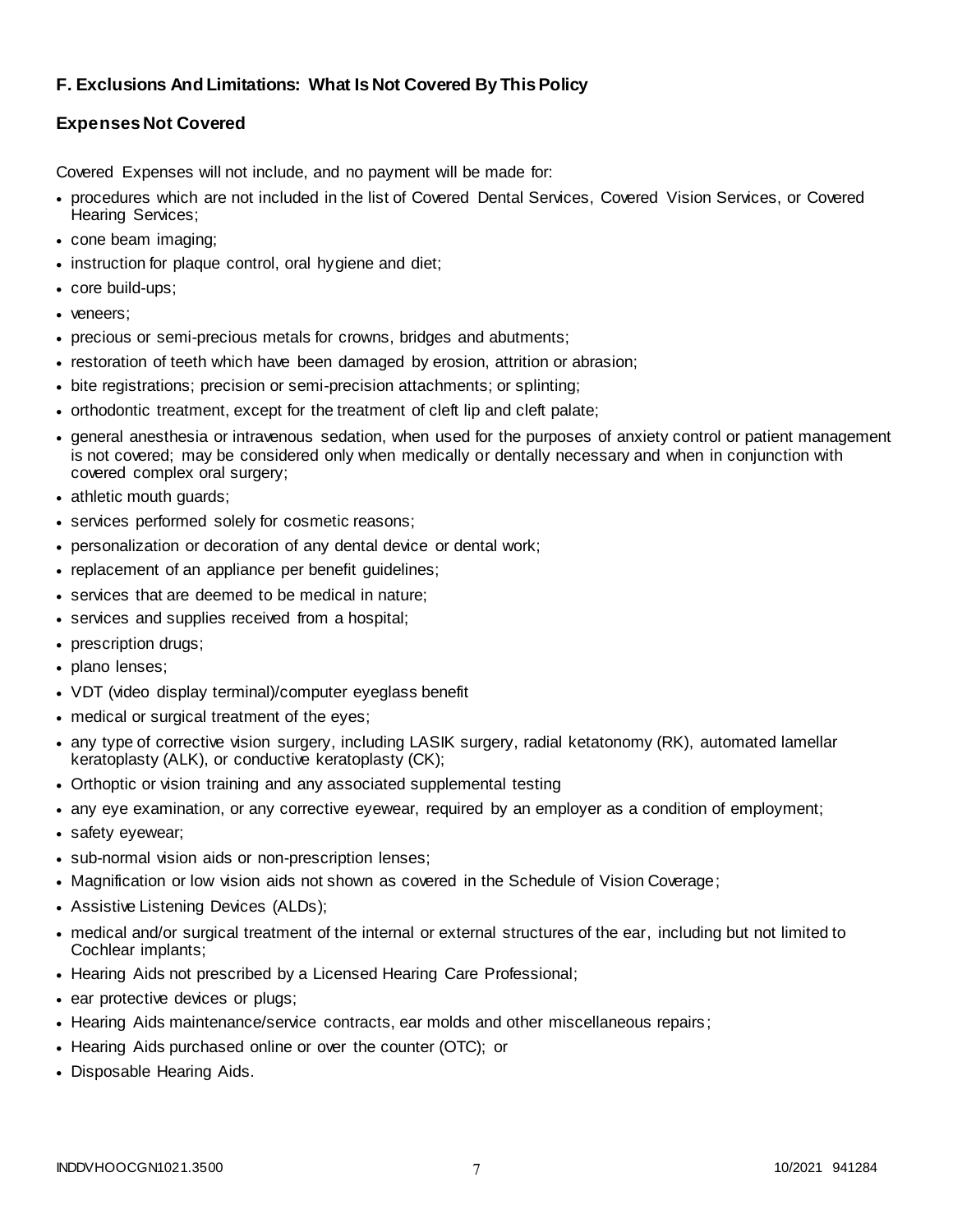## F. Exclusions And Limitations: What Is Not Covered By This Policy

### Expenses Not Covered

Covered Expenses will not include, and no payment will be made for:

- procedures which are not included in the list of Covered Dental Services, Covered Vision Services, or Covered Hearing Services;
- cone beam imaging;
- instruction for plaque control, oral hygiene and diet;
- core build-ups;
- veneers;
- precious or semi-precious metals for crowns, bridges and abutments;
- restoration of teeth which have been damaged by erosion, attrition or abrasion;
- bite registrations; precision or semi-precision attachments; or splinting;
- orthodontic treatment, except for the treatment of cleft lip and cleft palate;
- general anesthesia or intravenous sedation, when used for the purposes of anxiety control or patient management is not covered; may be considered only when medically or dentally necessary and when in conjunction with covered complex oral surgery;
- athletic mouth guards;
- services performed solely for cosmetic reasons;
- personalization or decoration of any dental device or dental work;
- replacement of an appliance per benefit guidelines;
- services that are deemed to be medical in nature;
- services and supplies received from a hospital;
- prescription drugs;
- plano lenses;
- VDT (video display terminal)/computer eyeglass benefit
- medical or surgical treatment of the eyes;
- any type of corrective vision surgery, including LASIK surgery, radial ketatonomy (RK), automated lamellar keratoplasty (ALK), or conductive keratoplasty (CK);
- Orthoptic or vision training and any associated supplemental testing
- any eye examination, or any corrective eyewear, required by an employer as a condition of employment;
- safety eyewear;
- sub-normal vision aids or non-prescription lenses;
- Magnification or low vision aids not shown as covered in the Schedule of Vision Coverage;
- Assistive Listening Devices (ALDs);
- medical and/or surgical treatment of the internal or external structures of the ear, including but not limited to Cochlear implants;
- Hearing Aids not prescribed by a Licensed Hearing Care Professional;
- ear protective devices or plugs;
- Hearing Aids maintenance/service contracts, ear molds and other miscellaneous repairs;
- Hearing Aids purchased online or over the counter (OTC); or
- Disposable Hearing Aids.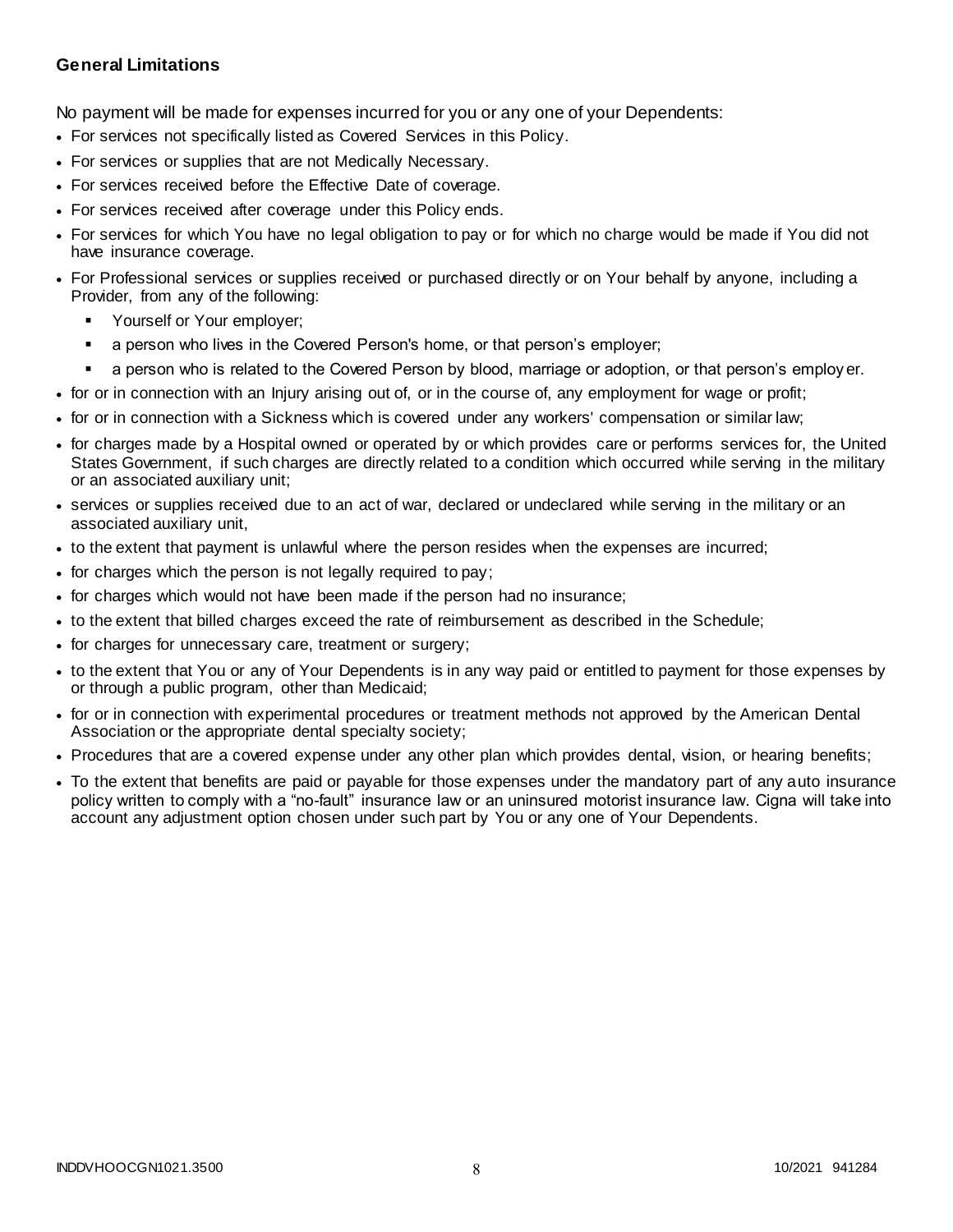**General Limitations**

No payment will be made for expenses incurred for you or any one of your Dependents:

- For services not specifically listed as Covered Services in this Policy.
- For services or supplies that are not Medically Necessary.
- For services received before the Effective Date of coverage.
- For services received after coverage under this Policy ends.
- For services for which You have no legal obligation to pay or for which no charge would be made if You did not have insurance coverage.
- For Professional services or supplies received or purchased directly or on Your behalf by anyone, including a Provider, from any of the following:
  - Yourself or Your employer;
  - a person who lives in the Covered Person's home, or that person's employer;
  - a person who is related to the Covered Person by blood, marriage or adoption, or that person's employer.
- for or in connection with an Injury arising out of, or in the course of, any employment for wage or profit;
- for or in connection with a Sickness which is covered under any workers' compensation or similar law;
- for charges made by a Hospital owned or operated by or which provides care or performs services for, the United States Government, if such charges are directly related to a condition which occurred while serving in the military or an associated auxiliary unit;
- services or supplies received due to an act of war, declared or undeclared while serving in the military or an associated auxiliary unit,
- to the extent that payment is unlawful where the person resides when the expenses are incurred;
- for charges which the person is not legally required to pay;
- for charges which would not have been made if the person had no insurance;
- to the extent that billed charges exceed the rate of reimbursement as described in the Schedule;
- for charges for unnecessary care, treatment or surgery;
- to the extent that You or any of Your Dependents is in any way paid or entitled to payment for those expenses by or through a public program, other than Medicaid;
- for or in connection with experimental procedures or treatment methods not approved by the American Dental Association or the appropriate dental specialty society;
- Procedures that are a covered expense under any other plan which provides dental, vision, or hearing benefits;
- To the extent that benefits are paid or payable for those expenses under the mandatory part of any auto insurance policy written to comply with a "no-fault" insurance law or an uninsured motorist insurance law. Cigna will take into account any adjustment option chosen under such part by You or any one of Your Dependents.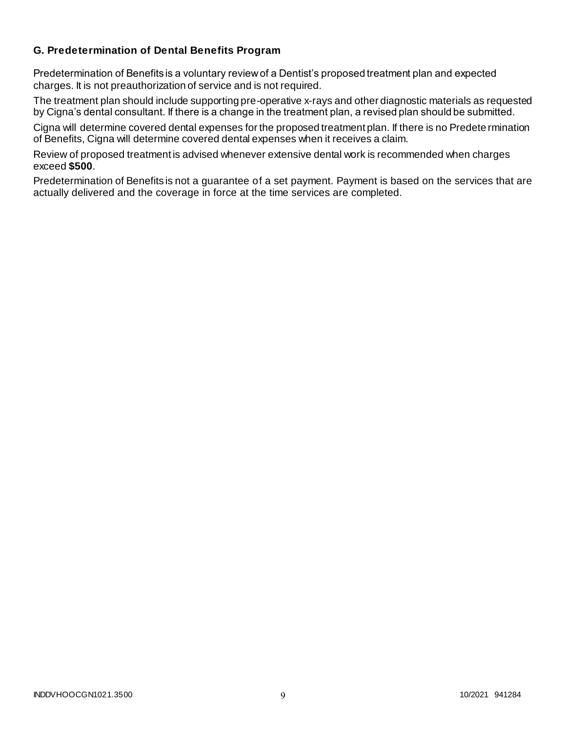### G. Predetermination of Dental Benefits Program

Predetermination of Benefits is a voluntary review of a Dentist's proposed treatment plan and expected charges. It is not preauthorization of service and is not required.

The treatment plan should include supporting pre-operative x-rays and other diagnostic materials as requested by Cigna's dental consultant. If there is a change in the treatment plan, a revised plan should be submitted.

Cigna will determine covered dental expenses for the proposed treatment plan. If there is no Predetermination of Benefits, Cigna will determine covered dental expenses when it receives a claim.

Review of proposed treatment is advised whenever extensive dental work is recommended when charges exceed **$500**.

Predetermination of Benefits is not a guarantee of a set payment. Payment is based on the services that are actually delivered and the coverage in force at the time services are completed.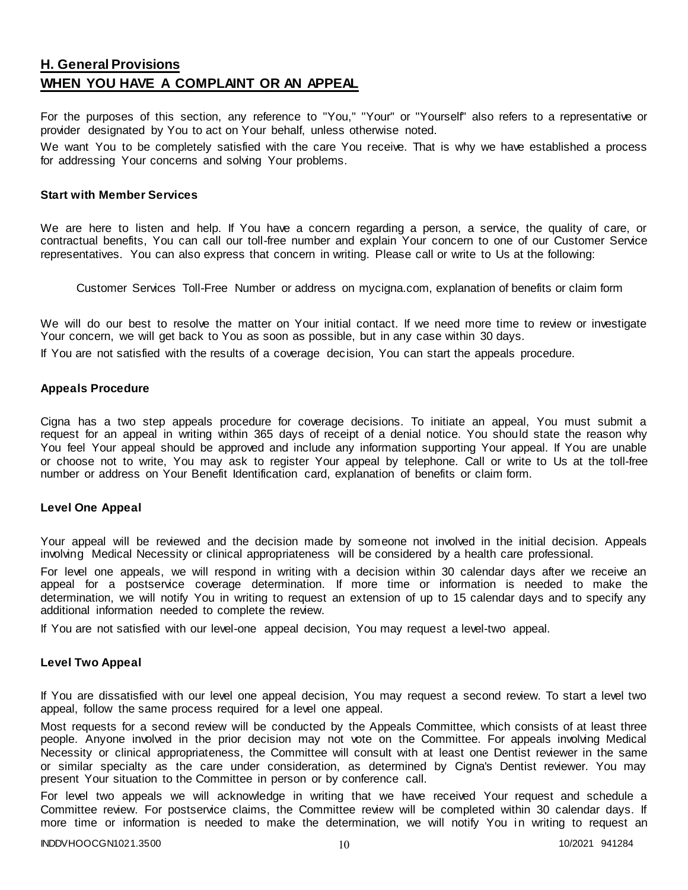## H. General Provisions

## WHEN YOU HAVE A COMPLAINT OR AN APPEAL

For the purposes of this section, any reference to "You," "Your" or "Yourself" also refers to a representative or provider designated by You to act on Your behalf, unless otherwise noted.

We want You to be completely satisfied with the care You receive. That is why we have established a process for addressing Your concerns and solving Your problems.

### Start with Member Services

We are here to listen and help. If You have a concern regarding a person, a service, the quality of care, or contractual benefits, You can call our toll-free number and explain Your concern to one of our Customer Service representatives. You can also express that concern in writing. Please call or write to Us at the following:

Customer Services Toll-Free Number or address on mycigna.com, explanation of benefits or claim form

We will do our best to resolve the matter on Your initial contact. If we need more time to review or investigate Your concern, we will get back to You as soon as possible, but in any case within 30 days.

If You are not satisfied with the results of a coverage decision, You can start the appeals procedure.

### Appeals Procedure

Cigna has a two step appeals procedure for coverage decisions. To initiate an appeal, You must submit a request for an appeal in writing within 365 days of receipt of a denial notice. You should state the reason why You feel Your appeal should be approved and include any information supporting Your appeal. If You are unable or choose not to write, You may ask to register Your appeal by telephone. Call or write to Us at the toll-free number or address on Your Benefit Identification card, explanation of benefits or claim form.

### Level One Appeal

Your appeal will be reviewed and the decision made by someone not involved in the initial decision. Appeals involving Medical Necessity or clinical appropriateness will be considered by a health care professional.

For level one appeals, we will respond in writing with a decision within 30 calendar days after we receive an appeal for a postservice coverage determination. If more time or information is needed to make the determination, we will notify You in writing to request an extension of up to 15 calendar days and to specify any additional information needed to complete the review.

If You are not satisfied with our level-one appeal decision, You may request a level-two appeal.

### Level Two Appeal

If You are dissatisfied with our level one appeal decision, You may request a second review. To start a level two appeal, follow the same process required for a level one appeal.

Most requests for a second review will be conducted by the Appeals Committee, which consists of at least three people. Anyone involved in the prior decision may not vote on the Committee. For appeals involving Medical Necessity or clinical appropriateness, the Committee will consult with at least one Dentist reviewer in the same or similar specialty as the care under consideration, as determined by Cigna's Dentist reviewer. You may present Your situation to the Committee in person or by conference call.

For level two appeals we will acknowledge in writing that we have received Your request and schedule a Committee review. For postservice claims, the Committee review will be completed within 30 calendar days. If more time or information is needed to make the determination, we will notify You in writing to request an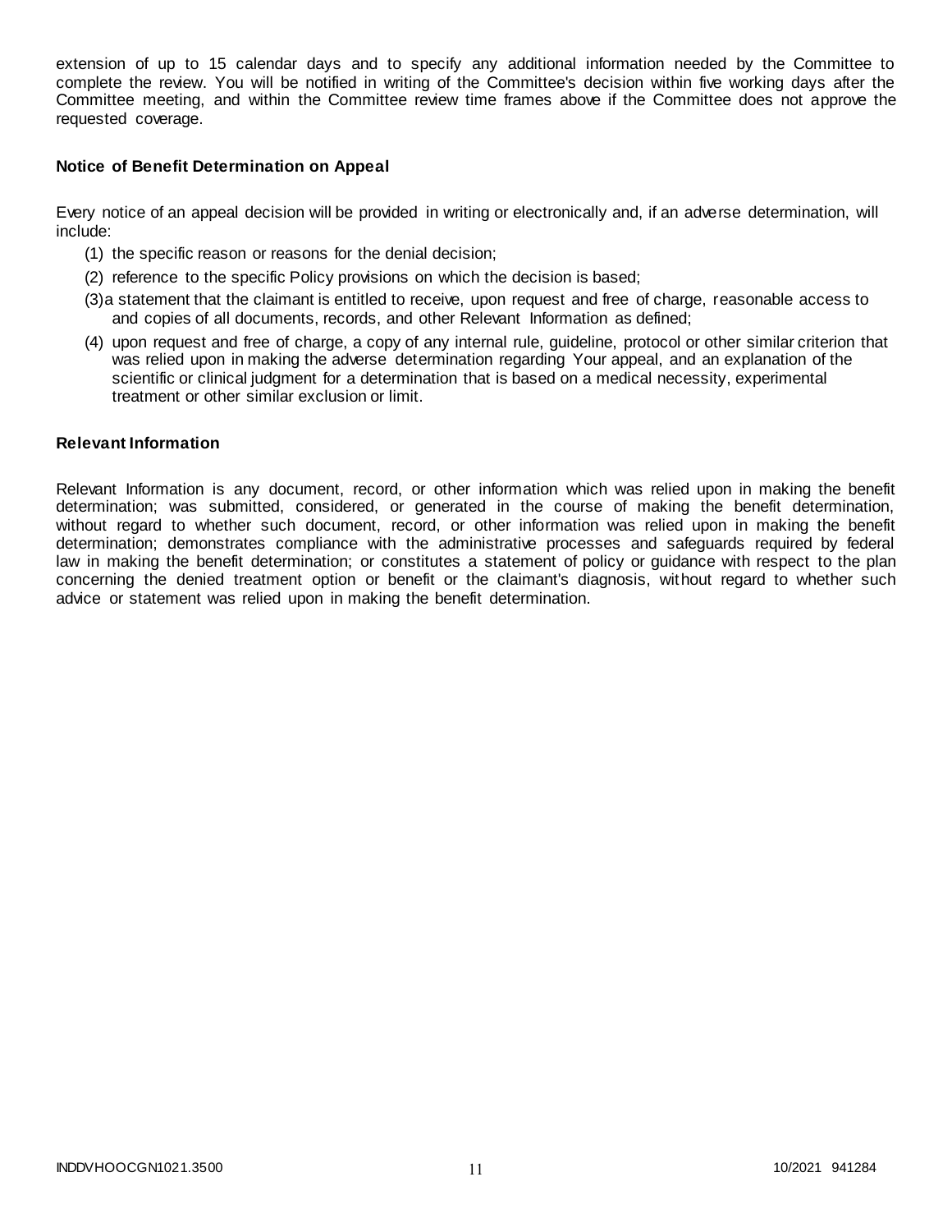extension of up to 15 calendar days and to specify any additional information needed by the Committee to complete the review. You will be notified in writing of the Committee's decision within five working days after the Committee meeting, and within the Committee review time frames above if the Committee does not approve the requested coverage.

### Notice of Benefit Determination on Appeal

Every notice of an appeal decision will be provided in writing or electronically and, if an adverse determination, will include:

(1) the specific reason or reasons for the denial decision;

(2) reference to the specific Policy provisions on which the decision is based;

(3) a statement that the claimant is entitled to receive, upon request and free of charge, reasonable access to and copies of all documents, records, and other Relevant Information as defined;

(4) upon request and free of charge, a copy of any internal rule, guideline, protocol or other similar criterion that was relied upon in making the adverse determination regarding Your appeal, and an explanation of the scientific or clinical judgment for a determination that is based on a medical necessity, experimental treatment or other similar exclusion or limit.

### Relevant Information

Relevant Information is any document, record, or other information which was relied upon in making the benefit determination; was submitted, considered, or generated in the course of making the benefit determination, without regard to whether such document, record, or other information was relied upon in making the benefit determination; demonstrates compliance with the administrative processes and safeguards required by federal law in making the benefit determination; or constitutes a statement of policy or guidance with respect to the plan concerning the denied treatment option or benefit or the claimant's diagnosis, without regard to whether such advice or statement was relied upon in making the benefit determination.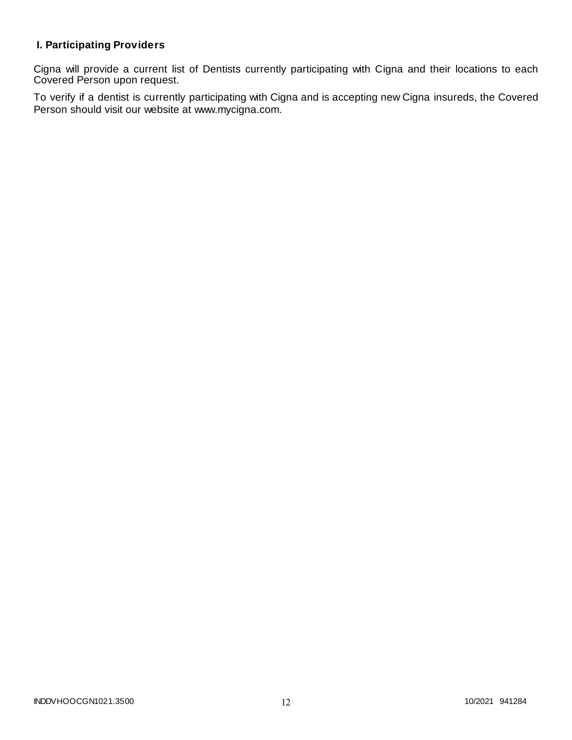### I. Participating Providers

Cigna will provide a current list of Dentists currently participating with Cigna and their locations to each Covered Person upon request.

To verify if a dentist is currently participating with Cigna and is accepting new Cigna insureds, the Covered Person should visit our website at www.mycigna.com.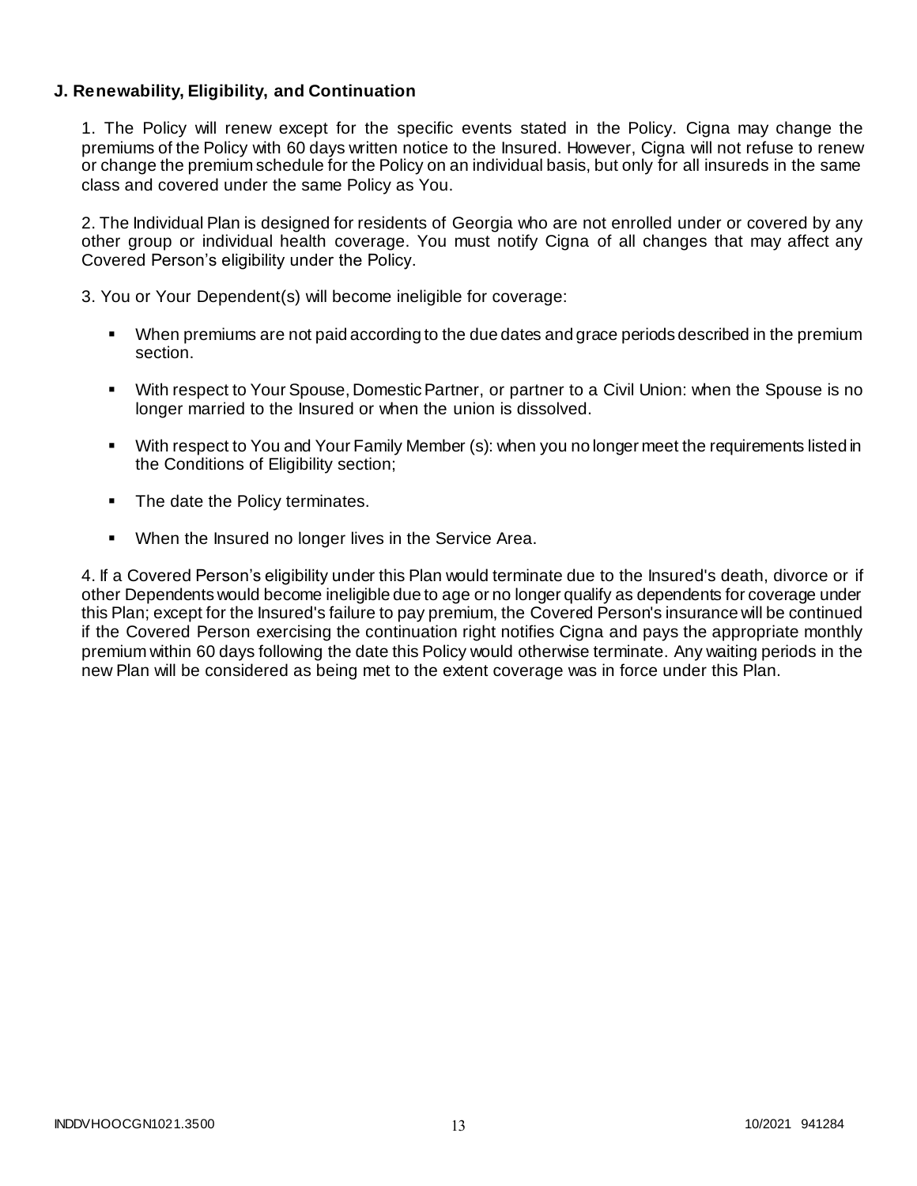**J. Renewability, Eligibility, and Continuation**

1. The Policy will renew except for the specific events stated in the Policy. Cigna may change the premiums of the Policy with 60 days written notice to the Insured. However, Cigna will not refuse to renew or change the premium schedule for the Policy on an individual basis, but only for all insureds in the same class and covered under the same Policy as You.

2. The Individual Plan is designed for residents of Georgia who are not enrolled under or covered by any other group or individual health coverage. You must notify Cigna of all changes that may affect any Covered Person's eligibility under the Policy.

3. You or Your Dependent(s) will become ineligible for coverage:

- When premiums are not paid according to the due dates and grace periods described in the premium section.
- With respect to Your Spouse, Domestic Partner, or partner to a Civil Union: when the Spouse is no longer married to the Insured or when the union is dissolved.
- With respect to You and Your Family Member (s): when you no longer meet the requirements listed in the Conditions of Eligibility section;
- The date the Policy terminates.
- When the Insured no longer lives in the Service Area.

4. If a Covered Person's eligibility under this Plan would terminate due to the Insured's death, divorce or if other Dependents would become ineligible due to age or no longer qualify as dependents for coverage under this Plan; except for the Insured's failure to pay premium, the Covered Person's insurance will be continued if the Covered Person exercising the continuation right notifies Cigna and pays the appropriate monthly premium within 60 days following the date this Policy would otherwise terminate. Any waiting periods in the new Plan will be considered as being met to the extent coverage was in force under this Plan.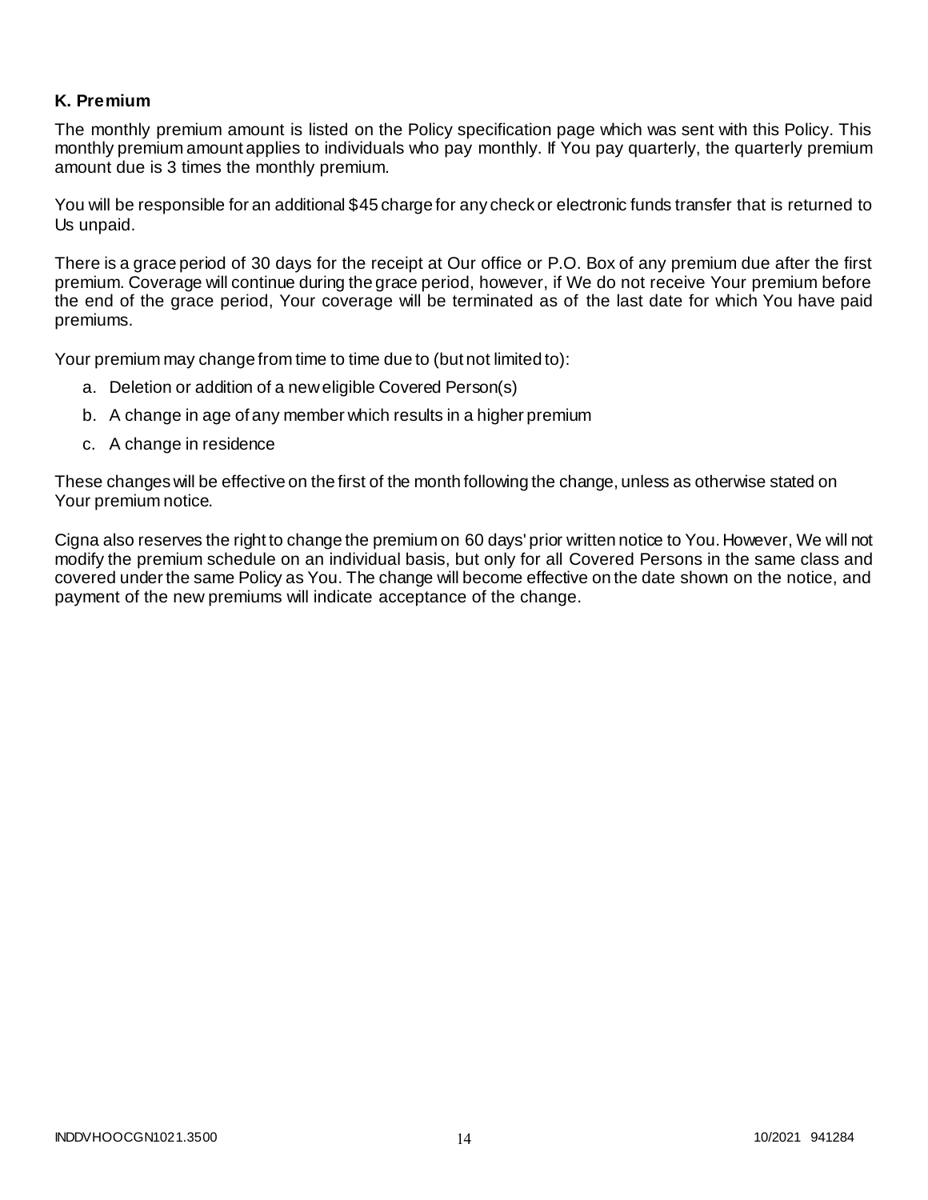### K. Premium

The monthly premium amount is listed on the Policy specification page which was sent with this Policy. This monthly premium amount applies to individuals who pay monthly. If You pay quarterly, the quarterly premium amount due is 3 times the monthly premium.

You will be responsible for an additional $45 charge for any check or electronic funds transfer that is returned to Us unpaid.

There is a grace period of 30 days for the receipt at Our office or P.O. Box of any premium due after the first premium. Coverage will continue during the grace period, however, if We do not receive Your premium before the end of the grace period, Your coverage will be terminated as of the last date for which You have paid premiums.

Your premium may change from time to time due to (but not limited to):

a. Deletion or addition of a new eligible Covered Person(s)
b. A change in age of any member which results in a higher premium
c. A change in residence

These changes will be effective on the first of the month following the change, unless as otherwise stated on Your premium notice.

Cigna also reserves the right to change the premium on 60 days' prior written notice to You. However, We will not modify the premium schedule on an individual basis, but only for all Covered Persons in the same class and covered under the same Policy as You. The change will become effective on the date shown on the notice, and payment of the new premiums will indicate acceptance of the change.